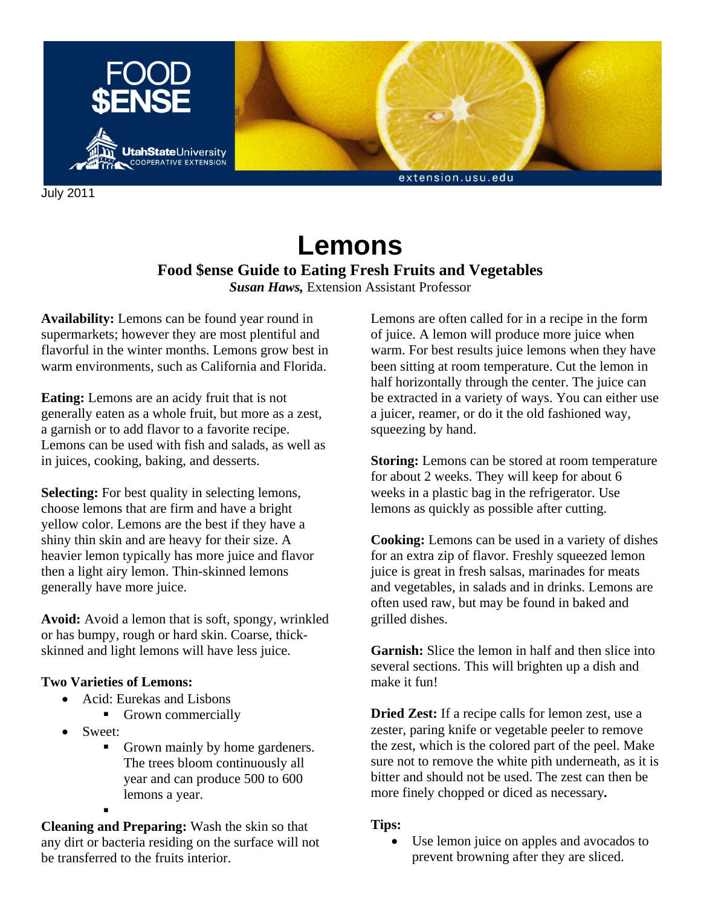FOOD $ENSE

Utah State University COOPERATIVE EXTENSION

extension.usu.edu

July 2011

# Lemons

## Food $ense Guide to Eating Fresh Fruits and Vegetables

***Susan Haws,*** Extension Assistant Professor

**Availability:** Lemons can be found year round in supermarkets; however they are most plentiful and flavorful in the winter months. Lemons grow best in warm environments, such as California and Florida.

**Eating:** Lemons are an acidy fruit that is not generally eaten as a whole fruit, but more as a zest, a garnish or to add flavor to a favorite recipe. Lemons can be used with fish and salads, as well as in juices, cooking, baking, and desserts.

**Selecting:** For best quality in selecting lemons, choose lemons that are firm and have a bright yellow color. Lemons are the best if they have a shiny thin skin and are heavy for their size. A heavier lemon typically has more juice and flavor then a light airy lemon. Thin-skinned lemons generally have more juice.

**Avoid:** Avoid a lemon that is soft, spongy, wrinkled or has bumpy, rough or hard skin. Coarse, thick-skinned and light lemons will have less juice.

**Two Varieties of Lemons:**

- Acid: Eurekas and Lisbons
  - Grown commercially
- Sweet:
  - Grown mainly by home gardeners. The trees bloom continuously all year and can produce 500 to 600 lemons a year.

**Cleaning and Preparing:** Wash the skin so that any dirt or bacteria residing on the surface will not be transferred to the fruits interior.

Lemons are often called for in a recipe in the form of juice. A lemon will produce more juice when warm. For best results juice lemons when they have been sitting at room temperature. Cut the lemon in half horizontally through the center. The juice can be extracted in a variety of ways. You can either use a juicer, reamer, or do it the old fashioned way, squeezing by hand.

**Storing:** Lemons can be stored at room temperature for about 2 weeks. They will keep for about 6 weeks in a plastic bag in the refrigerator. Use lemons as quickly as possible after cutting.

**Cooking:** Lemons can be used in a variety of dishes for an extra zip of flavor. Freshly squeezed lemon juice is great in fresh salsas, marinades for meats and vegetables, in salads and in drinks. Lemons are often used raw, but may be found in baked and grilled dishes.

**Garnish:** Slice the lemon in half and then slice into several sections. This will brighten up a dish and make it fun!

**Dried Zest:** If a recipe calls for lemon zest, use a zester, paring knife or vegetable peeler to remove the zest, which is the colored part of the peel. Make sure not to remove the white pith underneath, as it is bitter and should not be used. The zest can then be more finely chopped or diced as necessary.

**Tips:**

- Use lemon juice on apples and avocados to prevent browning after they are sliced.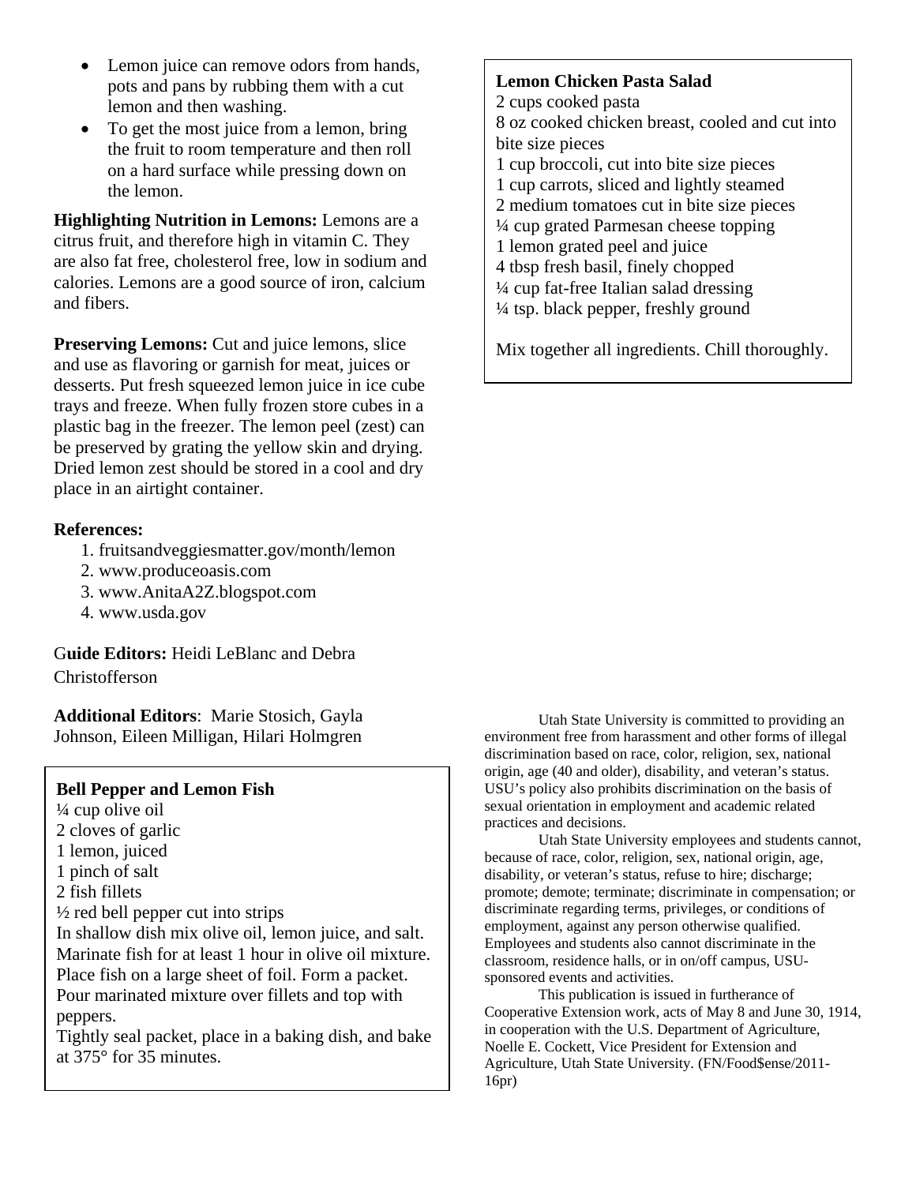- Lemon juice can remove odors from hands, pots and pans by rubbing them with a cut lemon and then washing.
- To get the most juice from a lemon, bring the fruit to room temperature and then roll on a hard surface while pressing down on the lemon.

**Highlighting Nutrition in Lemons:** Lemons are a citrus fruit, and therefore high in vitamin C. They are also fat free, cholesterol free, low in sodium and calories. Lemons are a good source of iron, calcium and fibers.

**Preserving Lemons:** Cut and juice lemons, slice and use as flavoring or garnish for meat, juices or desserts. Put fresh squeezed lemon juice in ice cube trays and freeze. When fully frozen store cubes in a plastic bag in the freezer. The lemon peel (zest) can be preserved by grating the yellow skin and drying. Dried lemon zest should be stored in a cool and dry place in an airtight container.

**References:**

1. fruitsandveggiesmatter.gov/month/lemon
2. www.produceoasis.com
3. www.AnitaA2Z.blogspot.com
4. www.usda.gov

**Guide Editors:** Heidi LeBlanc and Debra Christofferson

**Additional Editors**: Marie Stosich, Gayla Johnson, Eileen Milligan, Hilari Holmgren

**Bell Pepper and Lemon Fish**

¼ cup olive oil
2 cloves of garlic
1 lemon, juiced
1 pinch of salt
2 fish fillets
½ red bell pepper cut into strips

In shallow dish mix olive oil, lemon juice, and salt. Marinate fish for at least 1 hour in olive oil mixture. Place fish on a large sheet of foil. Form a packet. Pour marinated mixture over fillets and top with peppers.
Tightly seal packet, place in a baking dish, and bake at 375° for 35 minutes.

**Lemon Chicken Pasta Salad**

2 cups cooked pasta
8 oz cooked chicken breast, cooled and cut into bite size pieces
1 cup broccoli, cut into bite size pieces
1 cup carrots, sliced and lightly steamed
2 medium tomatoes cut in bite size pieces
¼ cup grated Parmesan cheese topping
1 lemon grated peel and juice
4 tbsp fresh basil, finely chopped
¼ cup fat-free Italian salad dressing
¼ tsp. black pepper, freshly ground

Mix together all ingredients. Chill thoroughly.

Utah State University is committed to providing an environment free from harassment and other forms of illegal discrimination based on race, color, religion, sex, national origin, age (40 and older), disability, and veteran's status. USU's policy also prohibits discrimination on the basis of sexual orientation in employment and academic related practices and decisions.

Utah State University employees and students cannot, because of race, color, religion, sex, national origin, age, disability, or veteran's status, refuse to hire; discharge; promote; demote; terminate; discriminate in compensation; or discriminate regarding terms, privileges, or conditions of employment, against any person otherwise qualified. Employees and students also cannot discriminate in the classroom, residence halls, or in on/off campus, USU-sponsored events and activities.

This publication is issued in furtherance of Cooperative Extension work, acts of May 8 and June 30, 1914, in cooperation with the U.S. Department of Agriculture, Noelle E. Cockett, Vice President for Extension and Agriculture, Utah State University. (FN/Food$ense/2011-16pr)